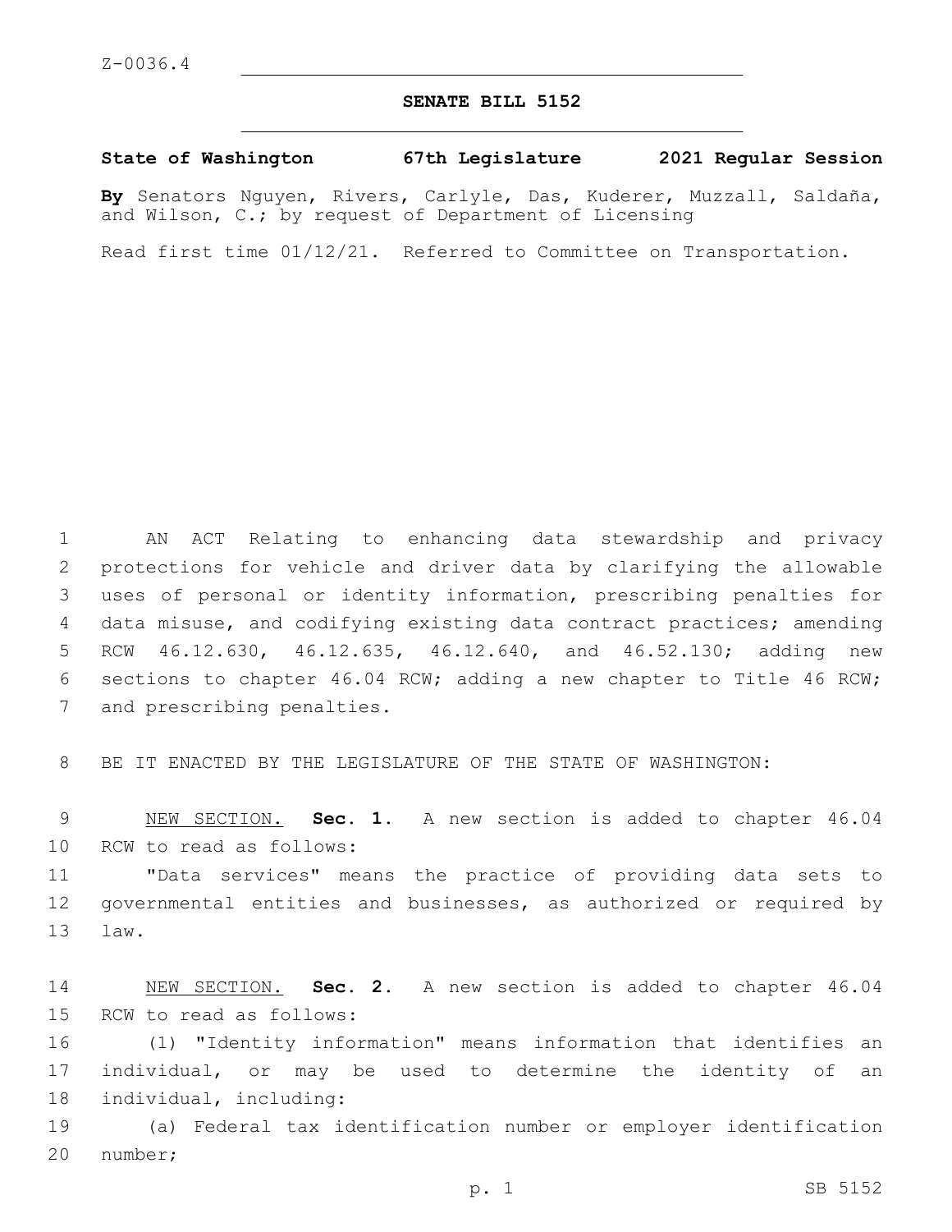Z-0036.4

# SENATE BILL 5152

**State of Washington 67th Legislature 2021 Regular Session**

**By** Senators Nguyen, Rivers, Carlyle, Das, Kuderer, Muzzall, Saldaña, and Wilson, C.; by request of Department of Licensing

Read first time 01/12/21. Referred to Committee on Transportation.

AN ACT Relating to enhancing data stewardship and privacy protections for vehicle and driver data by clarifying the allowable uses of personal or identity information, prescribing penalties for data misuse, and codifying existing data contract practices; amending RCW 46.12.630, 46.12.635, 46.12.640, and 46.52.130; adding new sections to chapter 46.04 RCW; adding a new chapter to Title 46 RCW; and prescribing penalties.

BE IT ENACTED BY THE LEGISLATURE OF THE STATE OF WASHINGTON:

NEW SECTION. **Sec. 1.** A new section is added to chapter 46.04 RCW to read as follows:

"Data services" means the practice of providing data sets to governmental entities and businesses, as authorized or required by law.

NEW SECTION. **Sec. 2.** A new section is added to chapter 46.04 RCW to read as follows:

(1) "Identity information" means information that identifies an individual, or may be used to determine the identity of an individual, including:

(a) Federal tax identification number or employer identification number;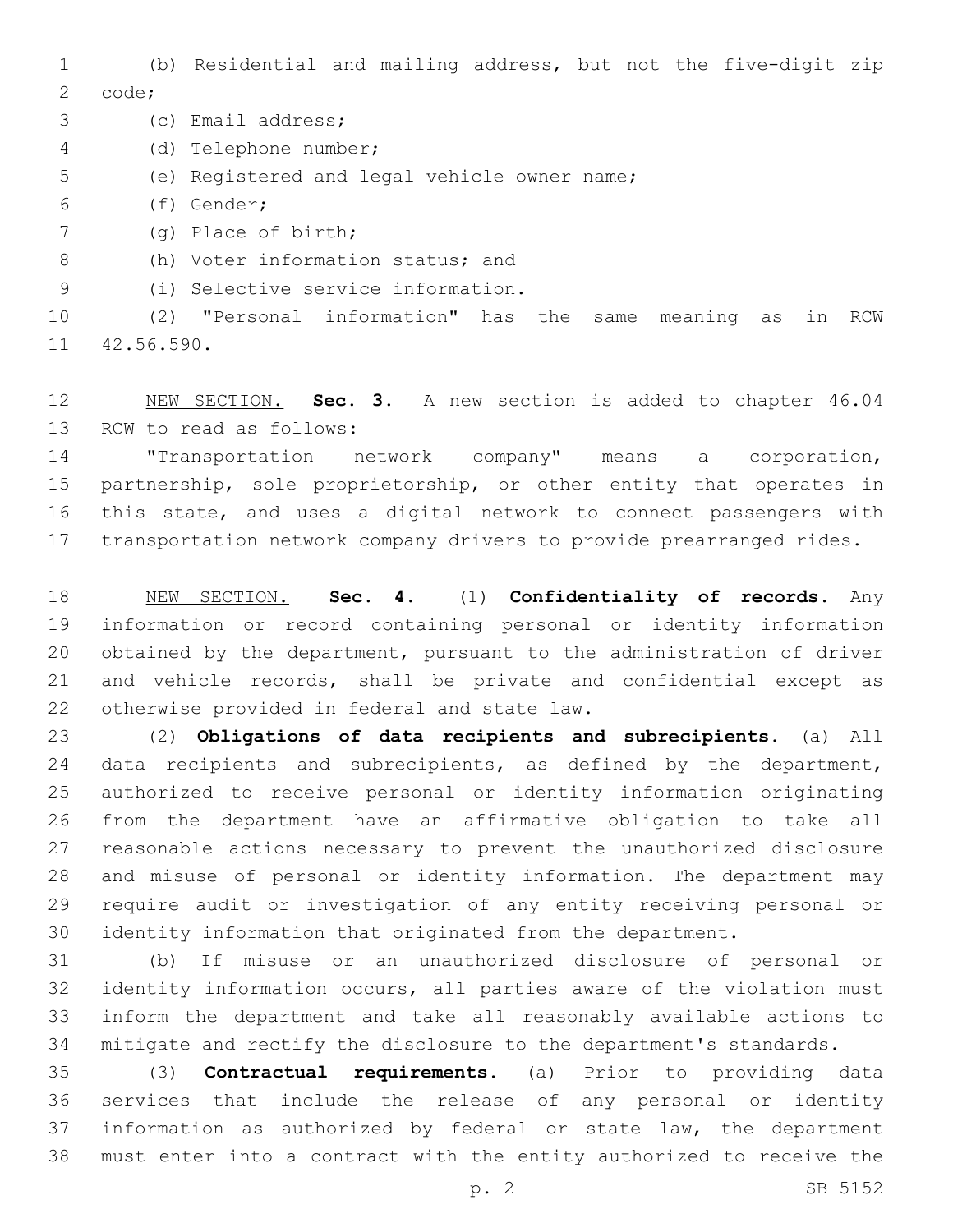(b) Residential and mailing address, but not the five-digit zip code;

(c) Email address;

(d) Telephone number;

(e) Registered and legal vehicle owner name;

(f) Gender;

(g) Place of birth;

(h) Voter information status; and

(i) Selective service information.

(2) "Personal information" has the same meaning as in RCW 42.56.590.

NEW SECTION. **Sec. 3.** A new section is added to chapter 46.04 RCW to read as follows:

"Transportation network company" means a corporation, partnership, sole proprietorship, or other entity that operates in this state, and uses a digital network to connect passengers with transportation network company drivers to provide prearranged rides.

NEW SECTION. **Sec. 4.** (1) **Confidentiality of records.** Any information or record containing personal or identity information obtained by the department, pursuant to the administration of driver and vehicle records, shall be private and confidential except as otherwise provided in federal and state law.

(2) **Obligations of data recipients and subrecipients.** (a) All data recipients and subrecipients, as defined by the department, authorized to receive personal or identity information originating from the department have an affirmative obligation to take all reasonable actions necessary to prevent the unauthorized disclosure and misuse of personal or identity information. The department may require audit or investigation of any entity receiving personal or identity information that originated from the department.

(b) If misuse or an unauthorized disclosure of personal or identity information occurs, all parties aware of the violation must inform the department and take all reasonably available actions to mitigate and rectify the disclosure to the department's standards.

(3) **Contractual requirements.** (a) Prior to providing data services that include the release of any personal or identity information as authorized by federal or state law, the department must enter into a contract with the entity authorized to receive the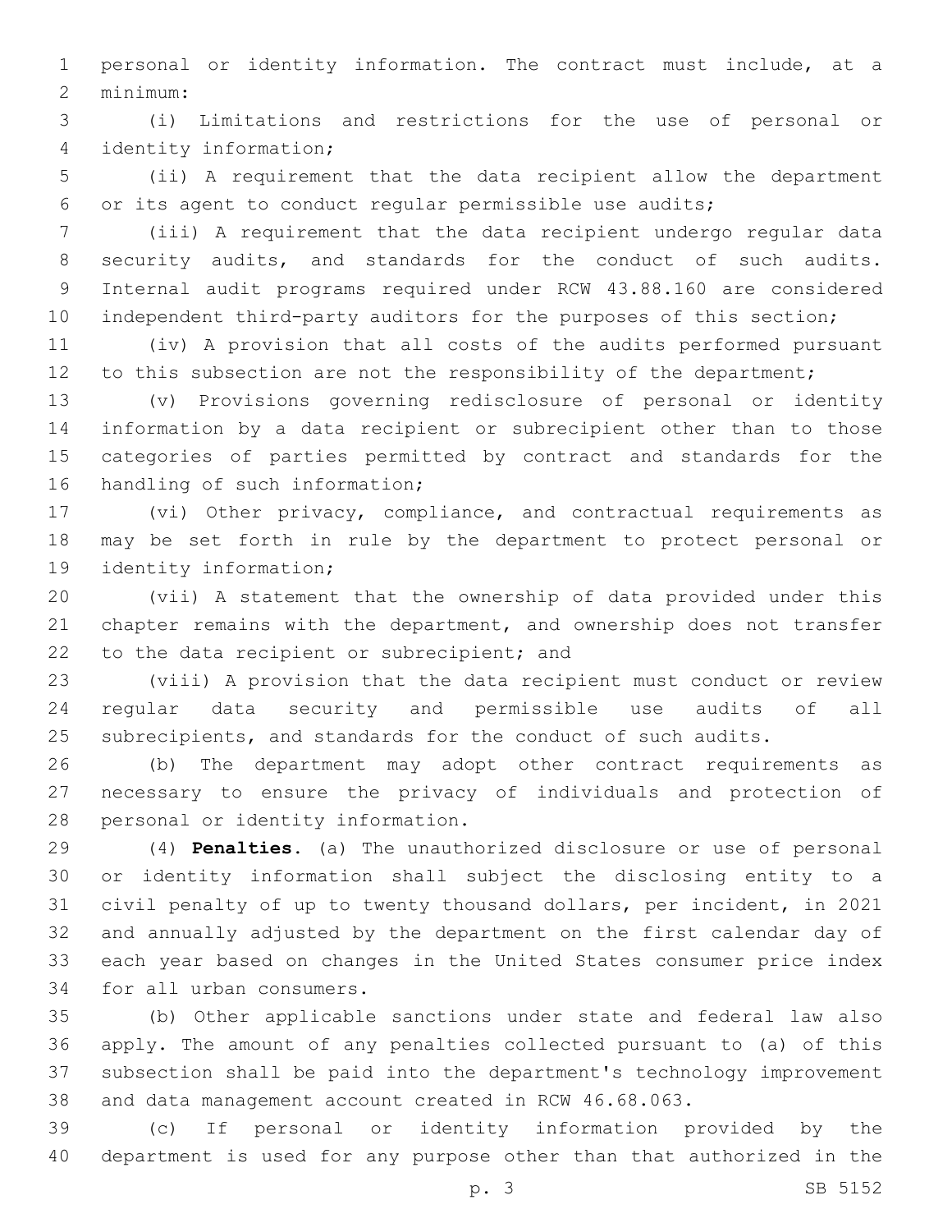personal or identity information. The contract must include, at a minimum:

(i) Limitations and restrictions for the use of personal or identity information;

(ii) A requirement that the data recipient allow the department or its agent to conduct regular permissible use audits;

(iii) A requirement that the data recipient undergo regular data security audits, and standards for the conduct of such audits. Internal audit programs required under RCW 43.88.160 are considered independent third-party auditors for the purposes of this section;

(iv) A provision that all costs of the audits performed pursuant to this subsection are not the responsibility of the department;

(v) Provisions governing redisclosure of personal or identity information by a data recipient or subrecipient other than to those categories of parties permitted by contract and standards for the handling of such information;

(vi) Other privacy, compliance, and contractual requirements as may be set forth in rule by the department to protect personal or identity information;

(vii) A statement that the ownership of data provided under this chapter remains with the department, and ownership does not transfer to the data recipient or subrecipient; and

(viii) A provision that the data recipient must conduct or review regular data security and permissible use audits of all subrecipients, and standards for the conduct of such audits.

(b) The department may adopt other contract requirements as necessary to ensure the privacy of individuals and protection of personal or identity information.

(4) **Penalties.** (a) The unauthorized disclosure or use of personal or identity information shall subject the disclosing entity to a civil penalty of up to twenty thousand dollars, per incident, in 2021 and annually adjusted by the department on the first calendar day of each year based on changes in the United States consumer price index for all urban consumers.

(b) Other applicable sanctions under state and federal law also apply. The amount of any penalties collected pursuant to (a) of this subsection shall be paid into the department's technology improvement and data management account created in RCW 46.68.063.

(c) If personal or identity information provided by the department is used for any purpose other than that authorized in the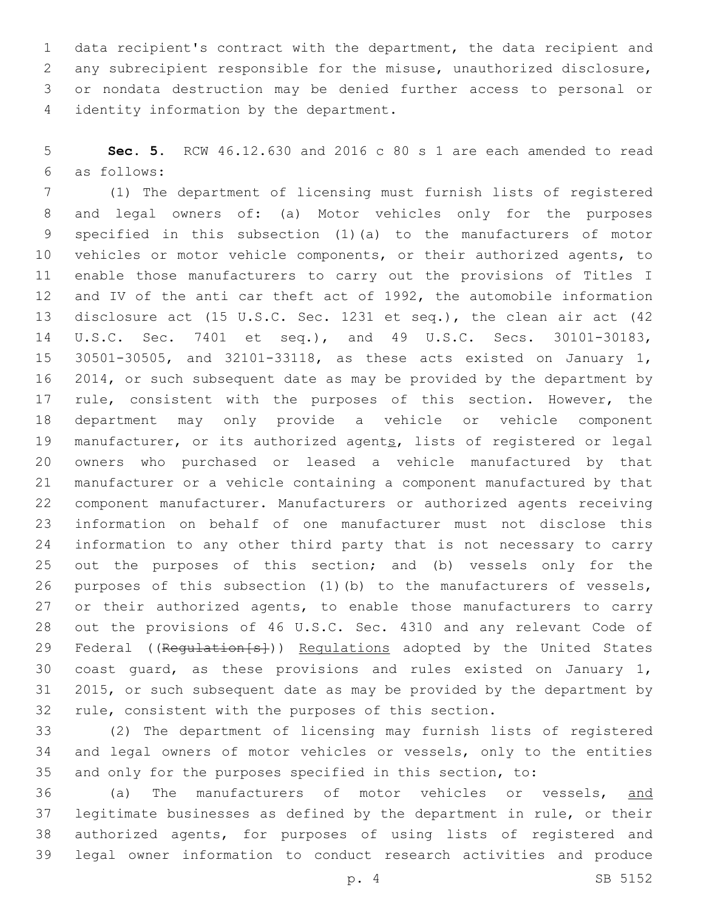data recipient's contract with the department, the data recipient and any subrecipient responsible for the misuse, unauthorized disclosure, or nondata destruction may be denied further access to personal or identity information by the department.

**Sec. 5.** RCW 46.12.630 and 2016 c 80 s 1 are each amended to read as follows:

(1) The department of licensing must furnish lists of registered and legal owners of: (a) Motor vehicles only for the purposes specified in this subsection (1)(a) to the manufacturers of motor vehicles or motor vehicle components, or their authorized agents, to enable those manufacturers to carry out the provisions of Titles I and IV of the anti car theft act of 1992, the automobile information disclosure act (15 U.S.C. Sec. 1231 et seq.), the clean air act (42 U.S.C. Sec. 7401 et seq.), and 49 U.S.C. Secs. 30101-30183, 30501-30505, and 32101-33118, as these acts existed on January 1, 2014, or such subsequent date as may be provided by the department by rule, consistent with the purposes of this section. However, the department may only provide a vehicle or vehicle component manufacturer, or its authorized agent<u>s</u>, lists of registered or legal owners who purchased or leased a vehicle manufactured by that manufacturer or a vehicle containing a component manufactured by that component manufacturer. Manufacturers or authorized agents receiving information on behalf of one manufacturer must not disclose this information to any other third party that is not necessary to carry out the purposes of this section; and (b) vessels only for the purposes of this subsection (1)(b) to the manufacturers of vessels, or their authorized agents, to enable those manufacturers to carry out the provisions of 46 U.S.C. Sec. 4310 and any relevant Code of Federal ((~~Regulation[s]~~)) <u>Regulations</u> adopted by the United States coast guard, as these provisions and rules existed on January 1, 2015, or such subsequent date as may be provided by the department by rule, consistent with the purposes of this section.

(2) The department of licensing may furnish lists of registered and legal owners of motor vehicles or vessels, only to the entities and only for the purposes specified in this section, to:

(a) The manufacturers of motor vehicles or vessels, <u>and</u> legitimate businesses as defined by the department in rule, or their authorized agents, for purposes of using lists of registered and legal owner information to conduct research activities and produce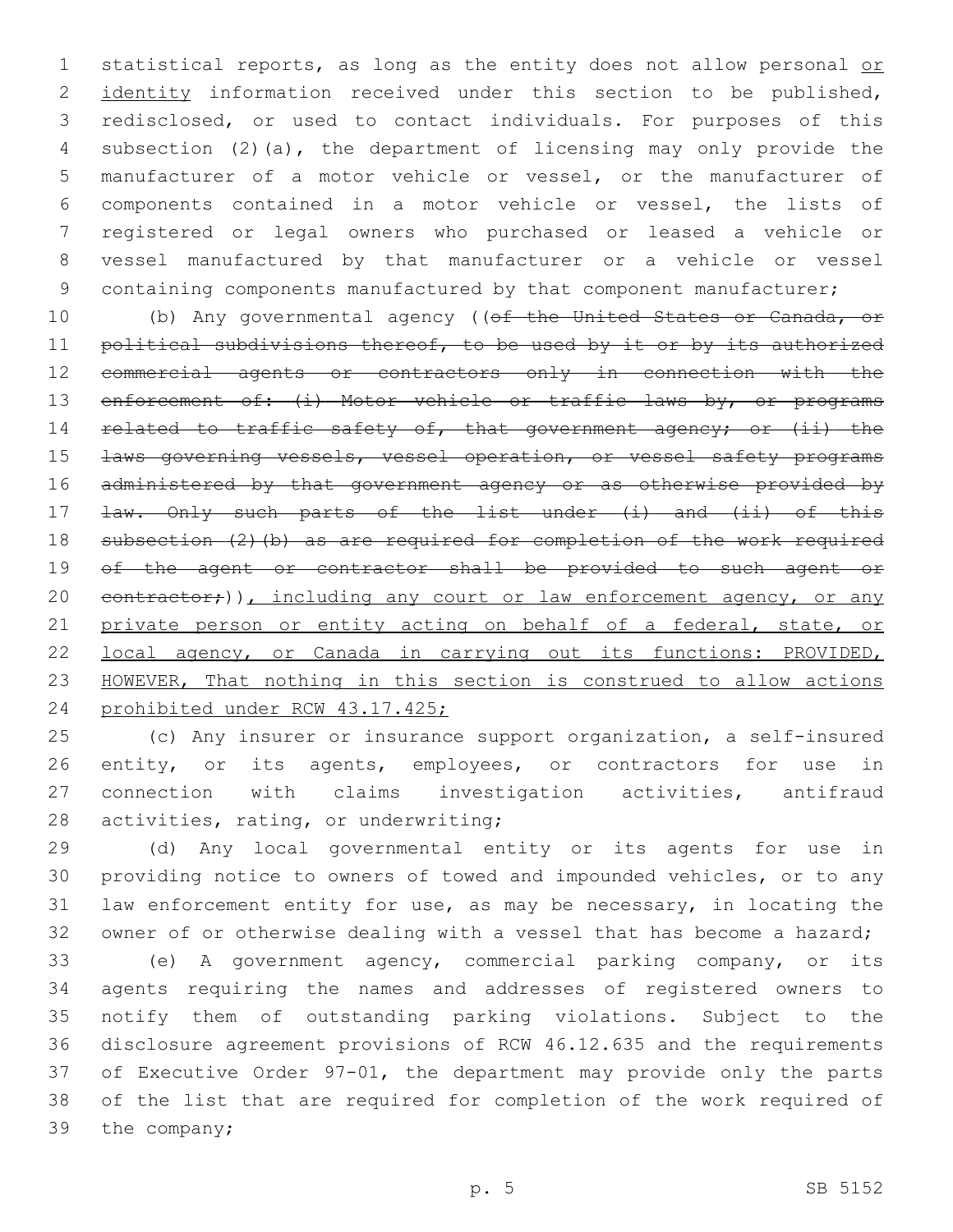statistical reports, as long as the entity does not allow personal <u>or identity</u> information received under this section to be published, redisclosed, or used to contact individuals. For purposes of this subsection (2)(a), the department of licensing may only provide the manufacturer of a motor vehicle or vessel, or the manufacturer of components contained in a motor vehicle or vessel, the lists of registered or legal owners who purchased or leased a vehicle or vessel manufactured by that manufacturer or a vehicle or vessel containing components manufactured by that component manufacturer;

(b) Any governmental agency ((~~of the United States or Canada, or political subdivisions thereof, to be used by it or by its authorized commercial agents or contractors only in connection with the enforcement of: (i) Motor vehicle or traffic laws by, or programs related to traffic safety of, that government agency; or (ii) the laws governing vessels, vessel operation, or vessel safety programs administered by that government agency or as otherwise provided by law. Only such parts of the list under (i) and (ii) of this subsection (2)(b) as are required for completion of the work required of the agent or contractor shall be provided to such agent or contractor;~~))<u>, including any court or law enforcement agency, or any private person or entity acting on behalf of a federal, state, or local agency, or Canada in carrying out its functions: PROVIDED, HOWEVER, That nothing in this section is construed to allow actions prohibited under RCW 43.17.425;</u>

(c) Any insurer or insurance support organization, a self-insured entity, or its agents, employees, or contractors for use in connection with claims investigation activities, antifraud activities, rating, or underwriting;

(d) Any local governmental entity or its agents for use in providing notice to owners of towed and impounded vehicles, or to any law enforcement entity for use, as may be necessary, in locating the owner of or otherwise dealing with a vessel that has become a hazard;

(e) A government agency, commercial parking company, or its agents requiring the names and addresses of registered owners to notify them of outstanding parking violations. Subject to the disclosure agreement provisions of RCW 46.12.635 and the requirements of Executive Order 97-01, the department may provide only the parts of the list that are required for completion of the work required of the company;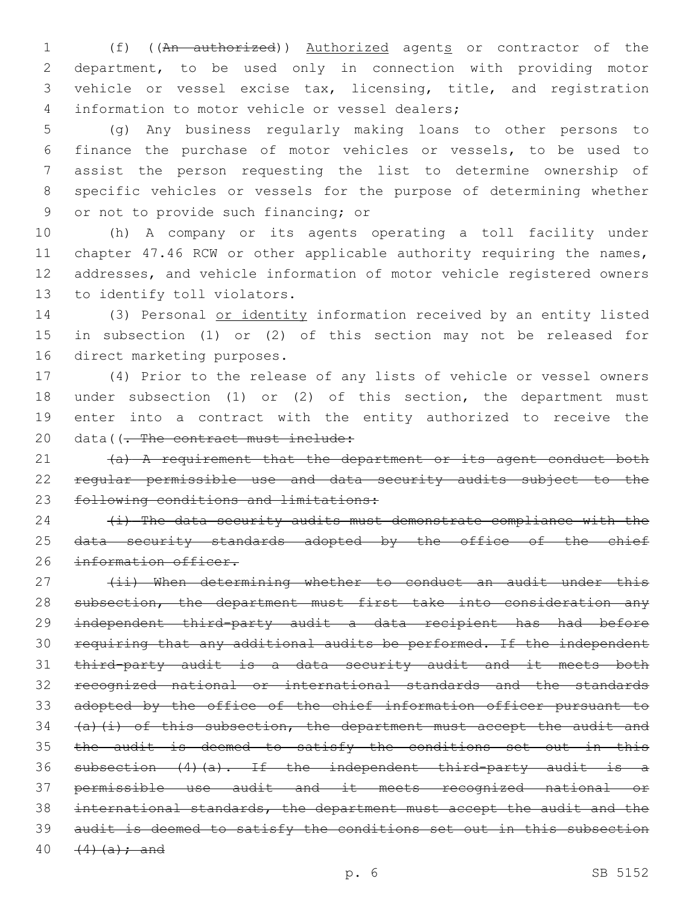(f) ((~~An authorized~~)) <u>Authorized</u> agent<u>s</u> or contractor of the department, to be used only in connection with providing motor vehicle or vessel excise tax, licensing, title, and registration information to motor vehicle or vessel dealers;

(g) Any business regularly making loans to other persons to finance the purchase of motor vehicles or vessels, to be used to assist the person requesting the list to determine ownership of specific vehicles or vessels for the purpose of determining whether or not to provide such financing; or

(h) A company or its agents operating a toll facility under chapter 47.46 RCW or other applicable authority requiring the names, addresses, and vehicle information of motor vehicle registered owners to identify toll violators.

(3) Personal <u>or identity</u> information received by an entity listed in subsection (1) or (2) of this section may not be released for direct marketing purposes.

(4) Prior to the release of any lists of vehicle or vessel owners under subsection (1) or (2) of this section, the department must enter into a contract with the entity authorized to receive the data((~~. The contract must include:~~

~~(a) A requirement that the department or its agent conduct both regular permissible use and data security audits subject to the following conditions and limitations:~~

~~(i) The data security audits must demonstrate compliance with the data security standards adopted by the office of the chief information officer.~~

~~(ii) When determining whether to conduct an audit under this subsection, the department must first take into consideration any independent third-party audit a data recipient has had before requiring that any additional audits be performed. If the independent third-party audit is a data security audit and it meets both recognized national or international standards and the standards adopted by the office of the chief information officer pursuant to (a)(i) of this subsection, the department must accept the audit and the audit is deemed to satisfy the conditions set out in this subsection (4)(a). If the independent third-party audit is a permissible use audit and it meets recognized national or international standards, the department must accept the audit and the audit is deemed to satisfy the conditions set out in this subsection (4)(a); and~~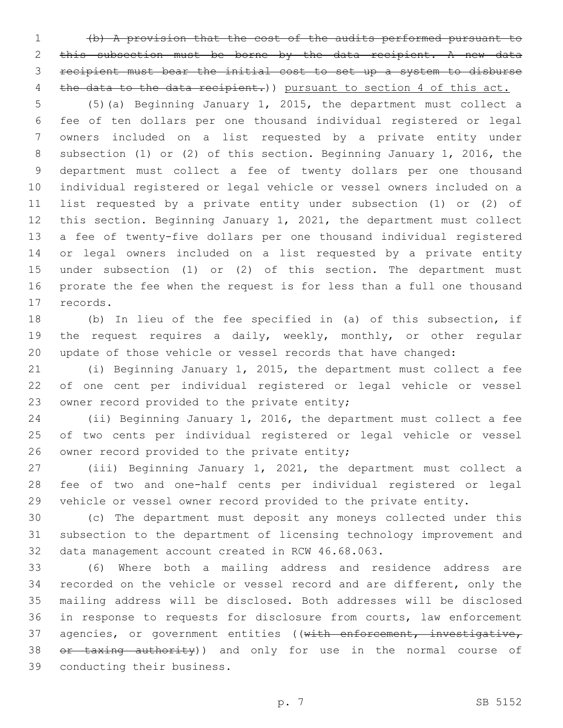~~(b) A provision that the cost of the audits performed pursuant to this subsection must be borne by the data recipient. A new data recipient must bear the initial cost to set up a system to disburse the data to the data recipient.~~)) pursuant to section 4 of this act.

(5)(a) Beginning January 1, 2015, the department must collect a fee of ten dollars per one thousand individual registered or legal owners included on a list requested by a private entity under subsection (1) or (2) of this section. Beginning January 1, 2016, the department must collect a fee of twenty dollars per one thousand individual registered or legal vehicle or vessel owners included on a list requested by a private entity under subsection (1) or (2) of this section. Beginning January 1, 2021, the department must collect a fee of twenty-five dollars per one thousand individual registered or legal owners included on a list requested by a private entity under subsection (1) or (2) of this section. The department must prorate the fee when the request is for less than a full one thousand records.

(b) In lieu of the fee specified in (a) of this subsection, if the request requires a daily, weekly, monthly, or other regular update of those vehicle or vessel records that have changed:

(i) Beginning January 1, 2015, the department must collect a fee of one cent per individual registered or legal vehicle or vessel owner record provided to the private entity;

(ii) Beginning January 1, 2016, the department must collect a fee of two cents per individual registered or legal vehicle or vessel owner record provided to the private entity;

(iii) Beginning January 1, 2021, the department must collect a fee of two and one-half cents per individual registered or legal vehicle or vessel owner record provided to the private entity.

(c) The department must deposit any moneys collected under this subsection to the department of licensing technology improvement and data management account created in RCW 46.68.063.

(6) Where both a mailing address and residence address are recorded on the vehicle or vessel record and are different, only the mailing address will be disclosed. Both addresses will be disclosed in response to requests for disclosure from courts, law enforcement agencies, or government entities ((~~with enforcement, investigative, or taxing authority~~)) and only for use in the normal course of conducting their business.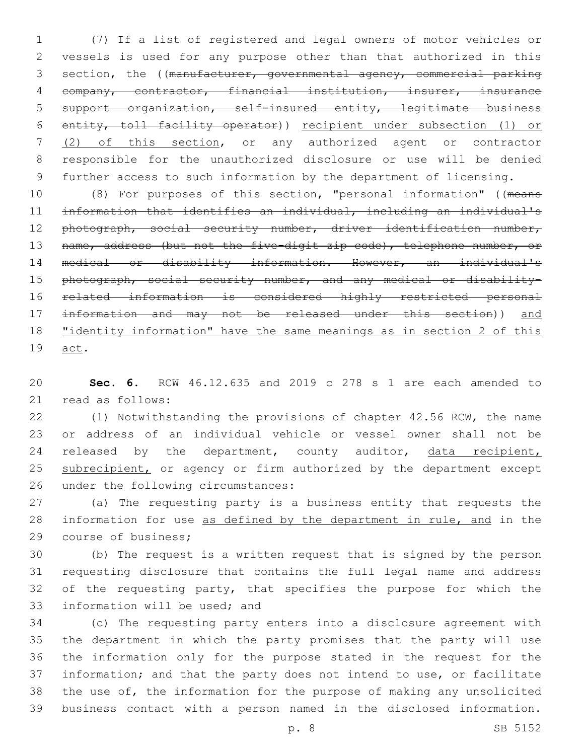(7) If a list of registered and legal owners of motor vehicles or vessels is used for any purpose other than that authorized in this section, the ((~~manufacturer, governmental agency, commercial parking company, contractor, financial institution, insurer, insurance support organization, self-insured entity, legitimate business entity, toll facility operator~~)) recipient under subsection (1) or (2) of this section, or any authorized agent or contractor responsible for the unauthorized disclosure or use will be denied further access to such information by the department of licensing.

(8) For purposes of this section, "personal information" ((~~means information that identifies an individual, including an individual's photograph, social security number, driver identification number, name, address (but not the five-digit zip code), telephone number, or medical or disability information. However, an individual's photograph, social security number, and any medical or disability-related information is considered highly restricted personal information and may not be released under this section~~)) and "identity information" have the same meanings as in section 2 of this act.

**Sec. 6.** RCW 46.12.635 and 2019 c 278 s 1 are each amended to read as follows:

(1) Notwithstanding the provisions of chapter 42.56 RCW, the name or address of an individual vehicle or vessel owner shall not be released by the department, county auditor, data recipient, subrecipient, or agency or firm authorized by the department except under the following circumstances:

(a) The requesting party is a business entity that requests the information for use as defined by the department in rule, and in the course of business;

(b) The request is a written request that is signed by the person requesting disclosure that contains the full legal name and address of the requesting party, that specifies the purpose for which the information will be used; and

(c) The requesting party enters into a disclosure agreement with the department in which the party promises that the party will use the information only for the purpose stated in the request for the information; and that the party does not intend to use, or facilitate the use of, the information for the purpose of making any unsolicited business contact with a person named in the disclosed information.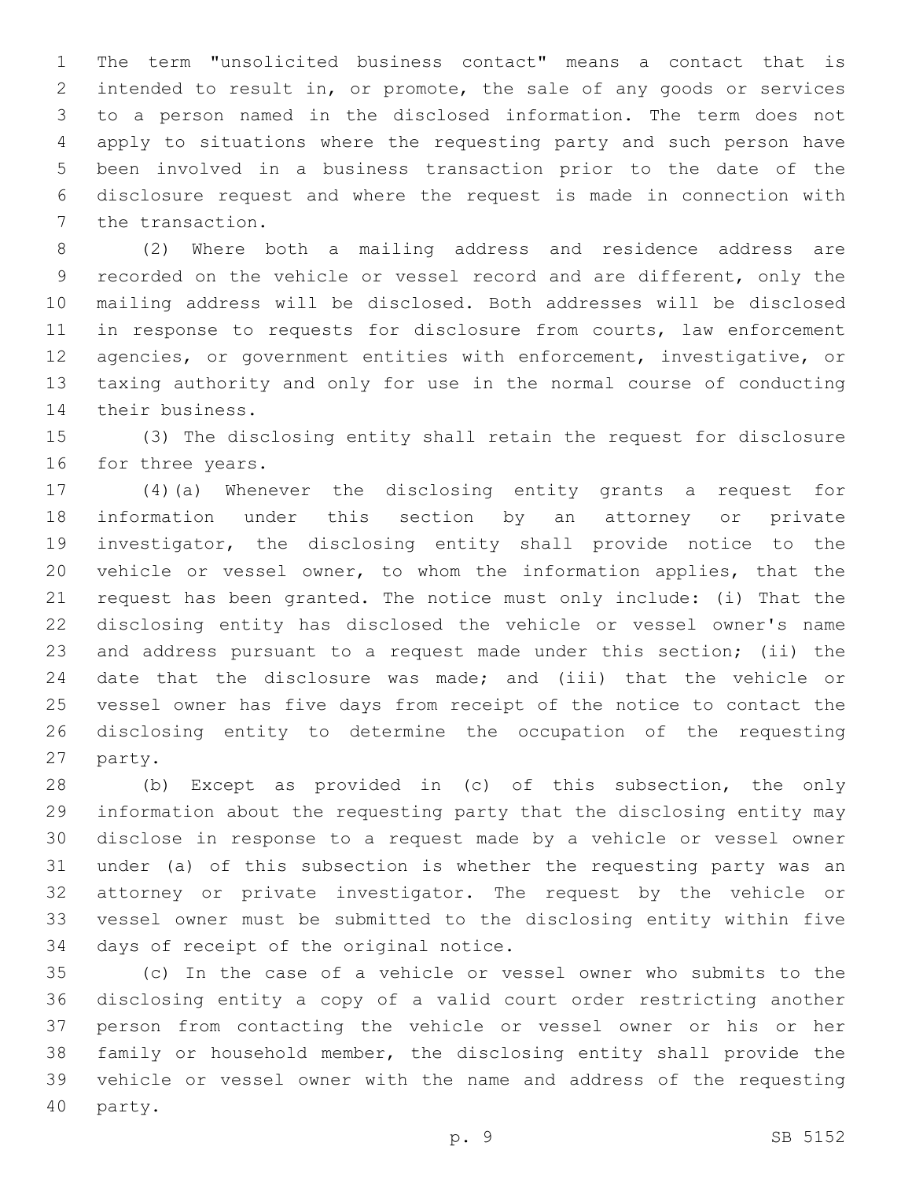The term "unsolicited business contact" means a contact that is intended to result in, or promote, the sale of any goods or services to a person named in the disclosed information. The term does not apply to situations where the requesting party and such person have been involved in a business transaction prior to the date of the disclosure request and where the request is made in connection with the transaction.

(2) Where both a mailing address and residence address are recorded on the vehicle or vessel record and are different, only the mailing address will be disclosed. Both addresses will be disclosed in response to requests for disclosure from courts, law enforcement agencies, or government entities with enforcement, investigative, or taxing authority and only for use in the normal course of conducting their business.

(3) The disclosing entity shall retain the request for disclosure for three years.

(4)(a) Whenever the disclosing entity grants a request for information under this section by an attorney or private investigator, the disclosing entity shall provide notice to the vehicle or vessel owner, to whom the information applies, that the request has been granted. The notice must only include: (i) That the disclosing entity has disclosed the vehicle or vessel owner's name and address pursuant to a request made under this section; (ii) the date that the disclosure was made; and (iii) that the vehicle or vessel owner has five days from receipt of the notice to contact the disclosing entity to determine the occupation of the requesting party.

(b) Except as provided in (c) of this subsection, the only information about the requesting party that the disclosing entity may disclose in response to a request made by a vehicle or vessel owner under (a) of this subsection is whether the requesting party was an attorney or private investigator. The request by the vehicle or vessel owner must be submitted to the disclosing entity within five days of receipt of the original notice.

(c) In the case of a vehicle or vessel owner who submits to the disclosing entity a copy of a valid court order restricting another person from contacting the vehicle or vessel owner or his or her family or household member, the disclosing entity shall provide the vehicle or vessel owner with the name and address of the requesting party.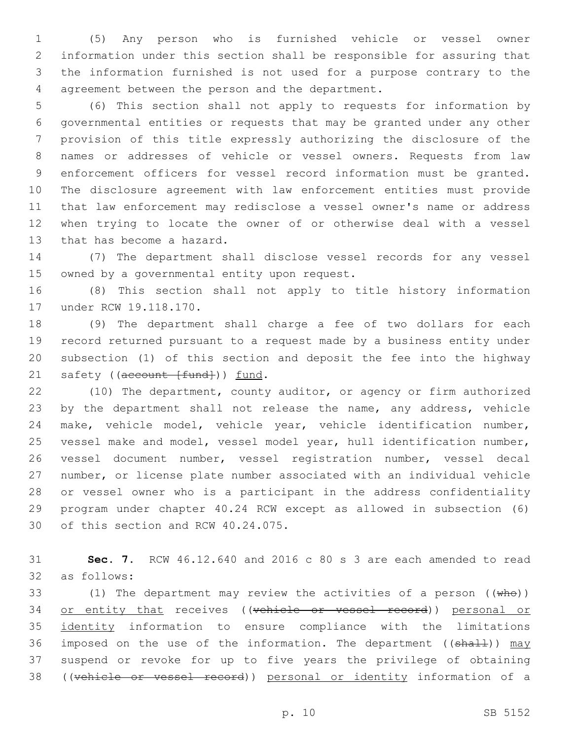(5) Any person who is furnished vehicle or vessel owner information under this section shall be responsible for assuring that the information furnished is not used for a purpose contrary to the agreement between the person and the department.

(6) This section shall not apply to requests for information by governmental entities or requests that may be granted under any other provision of this title expressly authorizing the disclosure of the names or addresses of vehicle or vessel owners. Requests from law enforcement officers for vessel record information must be granted. The disclosure agreement with law enforcement entities must provide that law enforcement may redisclose a vessel owner's name or address when trying to locate the owner of or otherwise deal with a vessel that has become a hazard.

(7) The department shall disclose vessel records for any vessel owned by a governmental entity upon request.

(8) This section shall not apply to title history information under RCW 19.118.170.

(9) The department shall charge a fee of two dollars for each record returned pursuant to a request made by a business entity under subsection (1) of this section and deposit the fee into the highway safety ((~~account [fund]~~)) <u>fund</u>.

(10) The department, county auditor, or agency or firm authorized by the department shall not release the name, any address, vehicle make, vehicle model, vehicle year, vehicle identification number, vessel make and model, vessel model year, hull identification number, vessel document number, vessel registration number, vessel decal number, or license plate number associated with an individual vehicle or vessel owner who is a participant in the address confidentiality program under chapter 40.24 RCW except as allowed in subsection (6) of this section and RCW 40.24.075.

**Sec. 7.** RCW 46.12.640 and 2016 c 80 s 3 are each amended to read as follows:

(1) The department may review the activities of a person ((~~who~~)) <u>or entity that</u> receives ((~~vehicle or vessel record~~)) <u>personal or identity</u> information to ensure compliance with the limitations imposed on the use of the information. The department ((~~shall~~)) <u>may</u> suspend or revoke for up to five years the privilege of obtaining ((~~vehicle or vessel record~~)) <u>personal or identity</u> information of a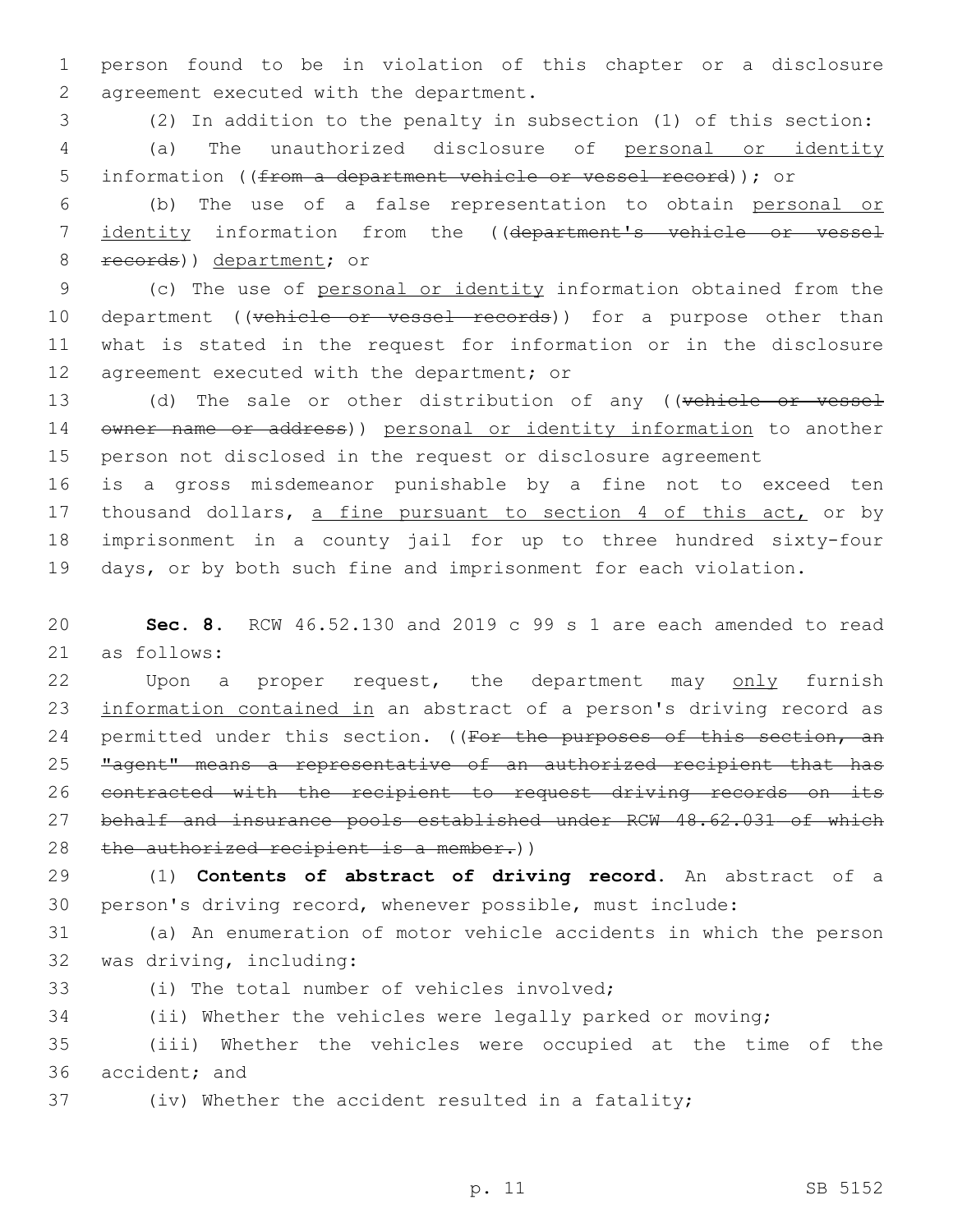person found to be in violation of this chapter or a disclosure agreement executed with the department.

(2) In addition to the penalty in subsection (1) of this section:

(a) The unauthorized disclosure of <u>personal or identity</u> information ((~~from a department vehicle or vessel record~~)); or

(b) The use of a false representation to obtain <u>personal or identity</u> information from the ((~~department's vehicle or vessel records~~)) <u>department</u>; or

(c) The use of <u>personal or identity</u> information obtained from the department ((~~vehicle or vessel records~~)) for a purpose other than what is stated in the request for information or in the disclosure agreement executed with the department; or

(d) The sale or other distribution of any ((~~vehicle or vessel owner name or address~~)) <u>personal or identity information</u> to another person not disclosed in the request or disclosure agreement

is a gross misdemeanor punishable by a fine not to exceed ten thousand dollars, <u>a fine pursuant to section 4 of this act,</u> or by imprisonment in a county jail for up to three hundred sixty-four days, or by both such fine and imprisonment for each violation.

**Sec. 8.** RCW 46.52.130 and 2019 c 99 s 1 are each amended to read as follows:

Upon a proper request, the department may <u>only</u> furnish <u>information contained in</u> an abstract of a person's driving record as permitted under this section. ((~~For the purposes of this section, an "agent" means a representative of an authorized recipient that has contracted with the recipient to request driving records on its behalf and insurance pools established under RCW 48.62.031 of which the authorized recipient is a member.~~))

(1) **Contents of abstract of driving record.** An abstract of a person's driving record, whenever possible, must include:

(a) An enumeration of motor vehicle accidents in which the person was driving, including:

(i) The total number of vehicles involved;

(ii) Whether the vehicles were legally parked or moving;

(iii) Whether the vehicles were occupied at the time of the accident; and

(iv) Whether the accident resulted in a fatality;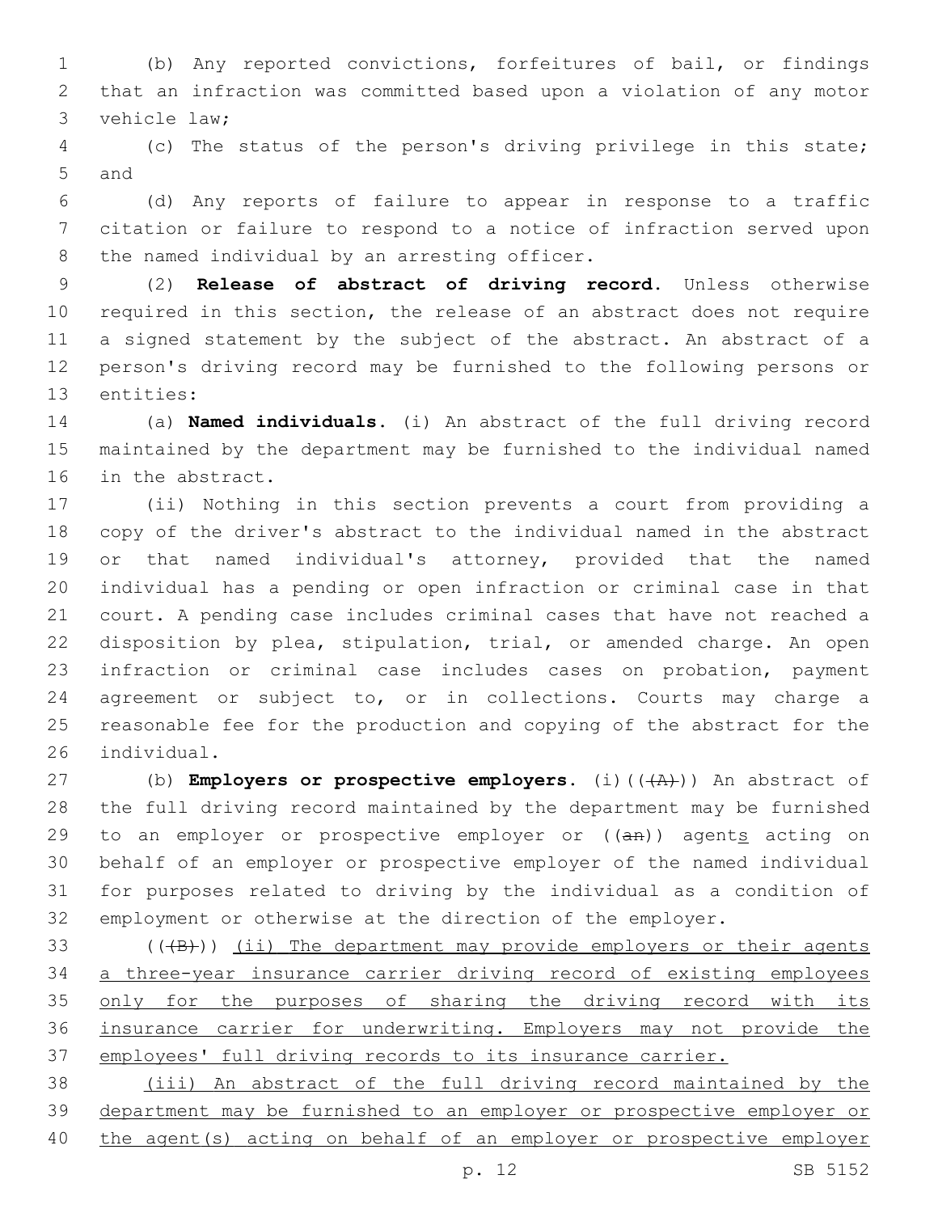(b) Any reported convictions, forfeitures of bail, or findings that an infraction was committed based upon a violation of any motor vehicle law;

(c) The status of the person's driving privilege in this state; and

(d) Any reports of failure to appear in response to a traffic citation or failure to respond to a notice of infraction served upon the named individual by an arresting officer.

(2) **Release of abstract of driving record.** Unless otherwise required in this section, the release of an abstract does not require a signed statement by the subject of the abstract. An abstract of a person's driving record may be furnished to the following persons or entities:

(a) **Named individuals.** (i) An abstract of the full driving record maintained by the department may be furnished to the individual named in the abstract.

(ii) Nothing in this section prevents a court from providing a copy of the driver's abstract to the individual named in the abstract or that named individual's attorney, provided that the named individual has a pending or open infraction or criminal case in that court. A pending case includes criminal cases that have not reached a disposition by plea, stipulation, trial, or amended charge. An open infraction or criminal case includes cases on probation, payment agreement or subject to, or in collections. Courts may charge a reasonable fee for the production and copying of the abstract for the individual.

(b) **Employers or prospective employers.** (i)~~((A))~~ An abstract of the full driving record maintained by the department may be furnished to an employer or prospective employer or ~~((an))~~ agent<u>s</u> acting on behalf of an employer or prospective employer of the named individual for purposes related to driving by the individual as a condition of employment or otherwise at the direction of the employer.

~~((B))~~ <u>(ii) The department may provide employers or their agents a three-year insurance carrier driving record of existing employees only for the purposes of sharing the driving record with its insurance carrier for underwriting. Employers may not provide the employees' full driving records to its insurance carrier.</u>

<u>(iii) An abstract of the full driving record maintained by the department may be furnished to an employer or prospective employer or the agent(s) acting on behalf of an employer or prospective employer</u>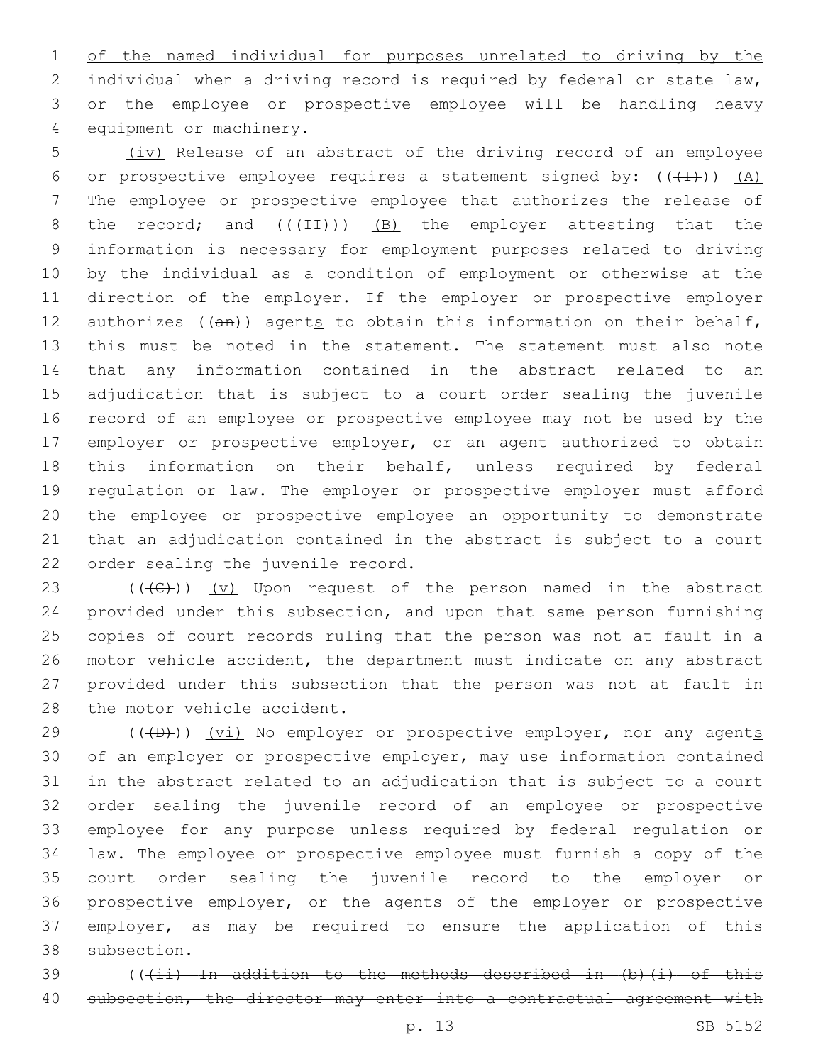of the named individual for purposes unrelated to driving by the individual when a driving record is required by federal or state law, or the employee or prospective employee will be handling heavy equipment or machinery.

(iv) Release of an abstract of the driving record of an employee or prospective employee requires a statement signed by: (((I))) (A) The employee or prospective employee that authorizes the release of the record; and (((II))) (B) the employer attesting that the information is necessary for employment purposes related to driving by the individual as a condition of employment or otherwise at the direction of the employer. If the employer or prospective employer authorizes ((an)) agents to obtain this information on their behalf, this must be noted in the statement. The statement must also note that any information contained in the abstract related to an adjudication that is subject to a court order sealing the juvenile record of an employee or prospective employee may not be used by the employer or prospective employer, or an agent authorized to obtain this information on their behalf, unless required by federal regulation or law. The employer or prospective employer must afford the employee or prospective employee an opportunity to demonstrate that an adjudication contained in the abstract is subject to a court order sealing the juvenile record.

(((C))) (v) Upon request of the person named in the abstract provided under this subsection, and upon that same person furnishing copies of court records ruling that the person was not at fault in a motor vehicle accident, the department must indicate on any abstract provided under this subsection that the person was not at fault in the motor vehicle accident.

(((D))) (vi) No employer or prospective employer, nor any agents of an employer or prospective employer, may use information contained in the abstract related to an adjudication that is subject to a court order sealing the juvenile record of an employee or prospective employee for any purpose unless required by federal regulation or law. The employee or prospective employee must furnish a copy of the court order sealing the juvenile record to the employer or prospective employer, or the agents of the employer or prospective employer, as may be required to ensure the application of this subsection.

(((ii) In addition to the methods described in (b)(i) of this subsection, the director may enter into a contractual agreement with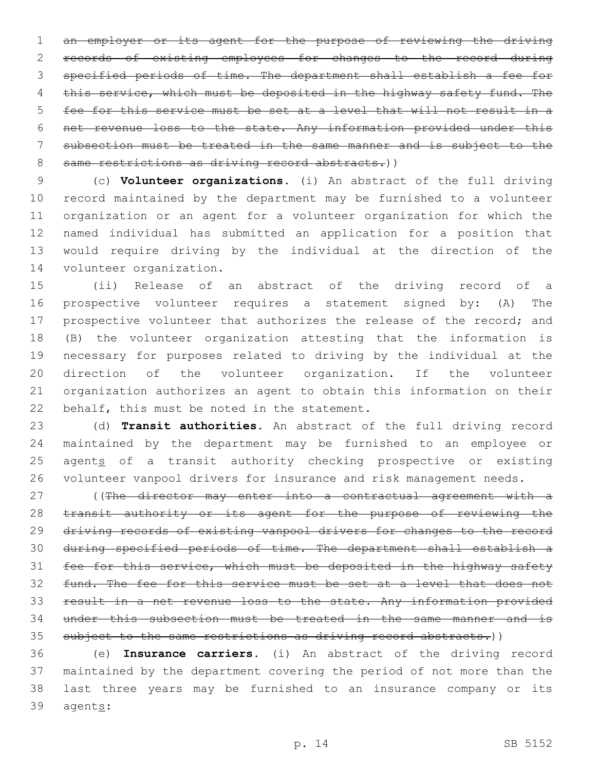~~an employer or its agent for the purpose of reviewing the driving records of existing employees for changes to the record during specified periods of time. The department shall establish a fee for this service, which must be deposited in the highway safety fund. The fee for this service must be set at a level that will not result in a net revenue loss to the state. Any information provided under this subsection must be treated in the same manner and is subject to the same restrictions as driving record abstracts.~~))

(c) **Volunteer organizations.** (i) An abstract of the full driving record maintained by the department may be furnished to a volunteer organization or an agent for a volunteer organization for which the named individual has submitted an application for a position that would require driving by the individual at the direction of the volunteer organization.

(ii) Release of an abstract of the driving record of a prospective volunteer requires a statement signed by: (A) The prospective volunteer that authorizes the release of the record; and (B) the volunteer organization attesting that the information is necessary for purposes related to driving by the individual at the direction of the volunteer organization. If the volunteer organization authorizes an agent to obtain this information on their behalf, this must be noted in the statement.

(d) **Transit authorities.** An abstract of the full driving record maintained by the department may be furnished to an employee or agent<u>s</u> of a transit authority checking prospective or existing volunteer vanpool drivers for insurance and risk management needs.

((~~The director may enter into a contractual agreement with a transit authority or its agent for the purpose of reviewing the driving records of existing vanpool drivers for changes to the record during specified periods of time. The department shall establish a fee for this service, which must be deposited in the highway safety fund. The fee for this service must be set at a level that does not result in a net revenue loss to the state. Any information provided under this subsection must be treated in the same manner and is subject to the same restrictions as driving record abstracts.~~))

(e) **Insurance carriers.** (i) An abstract of the driving record maintained by the department covering the period of not more than the last three years may be furnished to an insurance company or its agent<u>s</u>: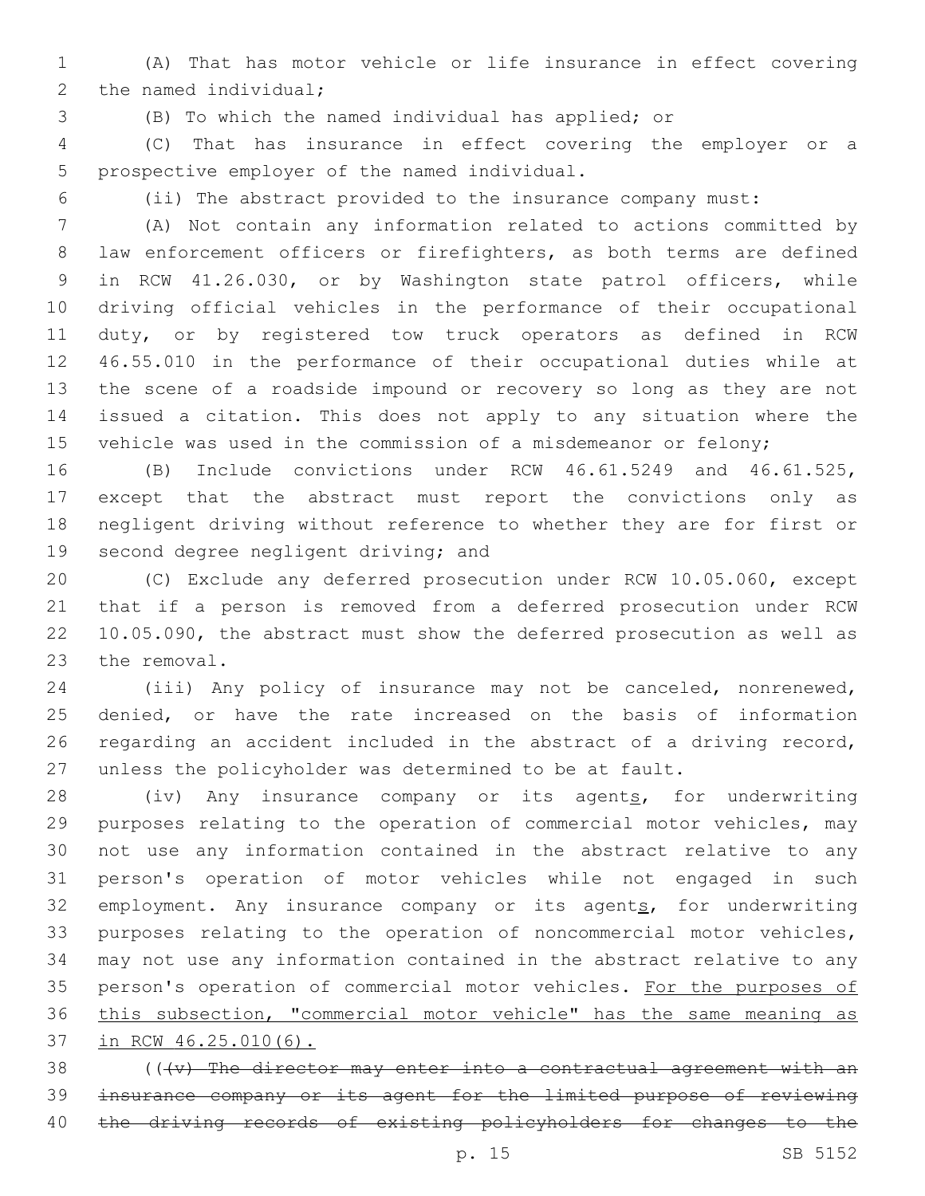(A) That has motor vehicle or life insurance in effect covering the named individual;

(B) To which the named individual has applied; or

(C) That has insurance in effect covering the employer or a prospective employer of the named individual.

(ii) The abstract provided to the insurance company must:

(A) Not contain any information related to actions committed by law enforcement officers or firefighters, as both terms are defined in RCW 41.26.030, or by Washington state patrol officers, while driving official vehicles in the performance of their occupational duty, or by registered tow truck operators as defined in RCW 46.55.010 in the performance of their occupational duties while at the scene of a roadside impound or recovery so long as they are not issued a citation. This does not apply to any situation where the vehicle was used in the commission of a misdemeanor or felony;

(B) Include convictions under RCW 46.61.5249 and 46.61.525, except that the abstract must report the convictions only as negligent driving without reference to whether they are for first or second degree negligent driving; and

(C) Exclude any deferred prosecution under RCW 10.05.060, except that if a person is removed from a deferred prosecution under RCW 10.05.090, the abstract must show the deferred prosecution as well as the removal.

(iii) Any policy of insurance may not be canceled, nonrenewed, denied, or have the rate increased on the basis of information regarding an accident included in the abstract of a driving record, unless the policyholder was determined to be at fault.

(iv) Any insurance company or its agent<u>s</u>, for underwriting purposes relating to the operation of commercial motor vehicles, may not use any information contained in the abstract relative to any person's operation of motor vehicles while not engaged in such employment. Any insurance company or its agent<u>s</u>, for underwriting purposes relating to the operation of noncommercial motor vehicles, may not use any information contained in the abstract relative to any person's operation of commercial motor vehicles. <u>For the purposes of this subsection, "commercial motor vehicle" has the same meaning as in RCW 46.25.010(6).</u>

((~~(v) The director may enter into a contractual agreement with an insurance company or its agent for the limited purpose of reviewing the driving records of existing policyholders for changes to the~~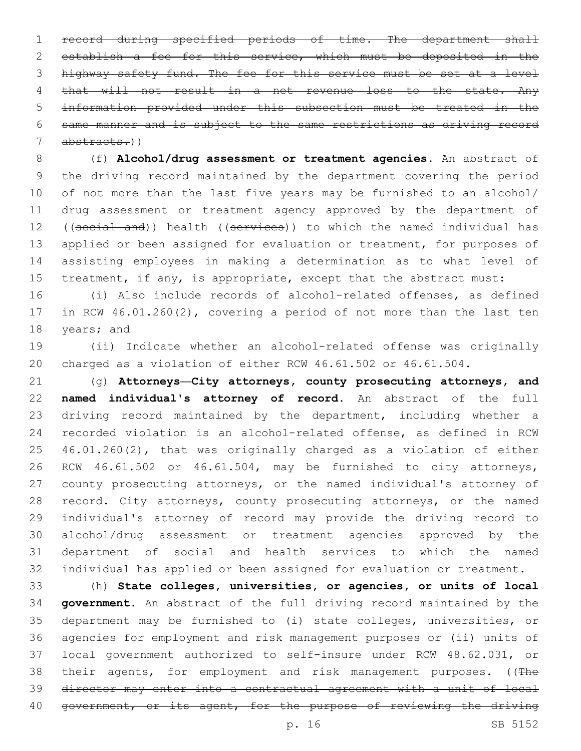~~record during specified periods of time. The department shall establish a fee for this service, which must be deposited in the highway safety fund. The fee for this service must be set at a level that will not result in a net revenue loss to the state. Any information provided under this subsection must be treated in the same manner and is subject to the same restrictions as driving record abstracts.~~))

(f) **Alcohol/drug assessment or treatment agencies.** An abstract of the driving record maintained by the department covering the period of not more than the last five years may be furnished to an alcohol/drug assessment or treatment agency approved by the department of ((~~social and~~)) health ((~~services~~)) to which the named individual has applied or been assigned for evaluation or treatment, for purposes of assisting employees in making a determination as to what level of treatment, if any, is appropriate, except that the abstract must:

(i) Also include records of alcohol-related offenses, as defined in RCW 46.01.260(2), covering a period of not more than the last ten years; and

(ii) Indicate whether an alcohol-related offense was originally charged as a violation of either RCW 46.61.502 or 46.61.504.

(g) **Attorneys—City attorneys, county prosecuting attorneys, and named individual's attorney of record.** An abstract of the full driving record maintained by the department, including whether a recorded violation is an alcohol-related offense, as defined in RCW 46.01.260(2), that was originally charged as a violation of either RCW 46.61.502 or 46.61.504, may be furnished to city attorneys, county prosecuting attorneys, or the named individual's attorney of record. City attorneys, county prosecuting attorneys, or the named individual's attorney of record may provide the driving record to alcohol/drug assessment or treatment agencies approved by the department of social and health services to which the named individual has applied or been assigned for evaluation or treatment.

(h) **State colleges, universities, or agencies, or units of local government.** An abstract of the full driving record maintained by the department may be furnished to (i) state colleges, universities, or agencies for employment and risk management purposes or (ii) units of local government authorized to self-insure under RCW 48.62.031, or their agents, for employment and risk management purposes. ((~~The director may enter into a contractual agreement with a unit of local government, or its agent, for the purpose of reviewing the driving~~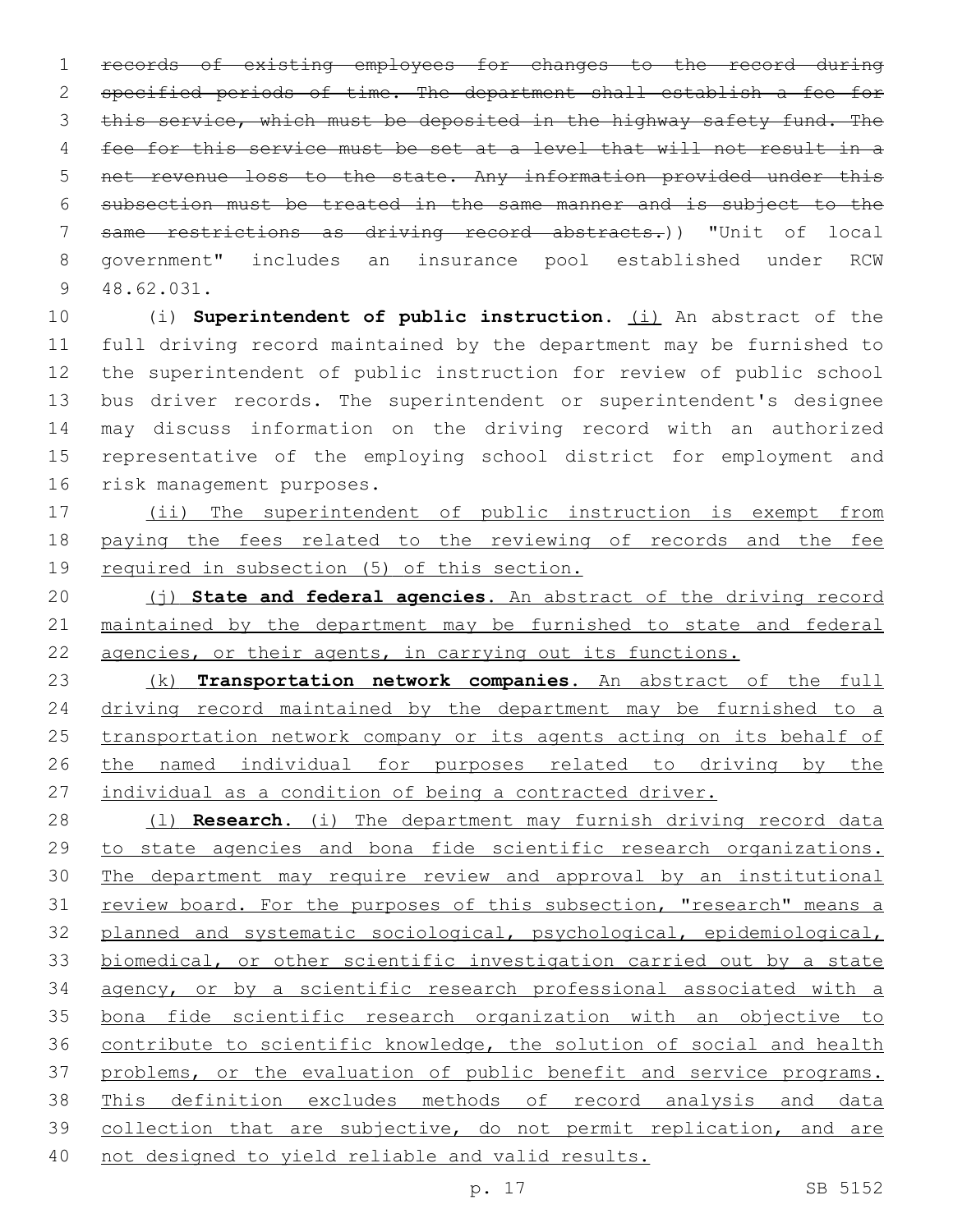~~records of existing employees for changes to the record during specified periods of time. The department shall establish a fee for this service, which must be deposited in the highway safety fund. The fee for this service must be set at a level that will not result in a net revenue loss to the state. Any information provided under this subsection must be treated in the same manner and is subject to the same restrictions as driving record abstracts.~~)) "Unit of local government" includes an insurance pool established under RCW 48.62.031.

(i) **Superintendent of public instruction.** (i) An abstract of the full driving record maintained by the department may be furnished to the superintendent of public instruction for review of public school bus driver records. The superintendent or superintendent's designee may discuss information on the driving record with an authorized representative of the employing school district for employment and risk management purposes.

(ii) The superintendent of public instruction is exempt from paying the fees related to the reviewing of records and the fee required in subsection (5) of this section.

(j) **State and federal agencies.** An abstract of the driving record maintained by the department may be furnished to state and federal agencies, or their agents, in carrying out its functions.

(k) **Transportation network companies.** An abstract of the full driving record maintained by the department may be furnished to a transportation network company or its agents acting on its behalf of the named individual for purposes related to driving by the individual as a condition of being a contracted driver.

(l) **Research.** (i) The department may furnish driving record data to state agencies and bona fide scientific research organizations. The department may require review and approval by an institutional review board. For the purposes of this subsection, "research" means a planned and systematic sociological, psychological, epidemiological, biomedical, or other scientific investigation carried out by a state agency, or by a scientific research professional associated with a bona fide scientific research organization with an objective to contribute to scientific knowledge, the solution of social and health problems, or the evaluation of public benefit and service programs. This definition excludes methods of record analysis and data collection that are subjective, do not permit replication, and are not designed to yield reliable and valid results.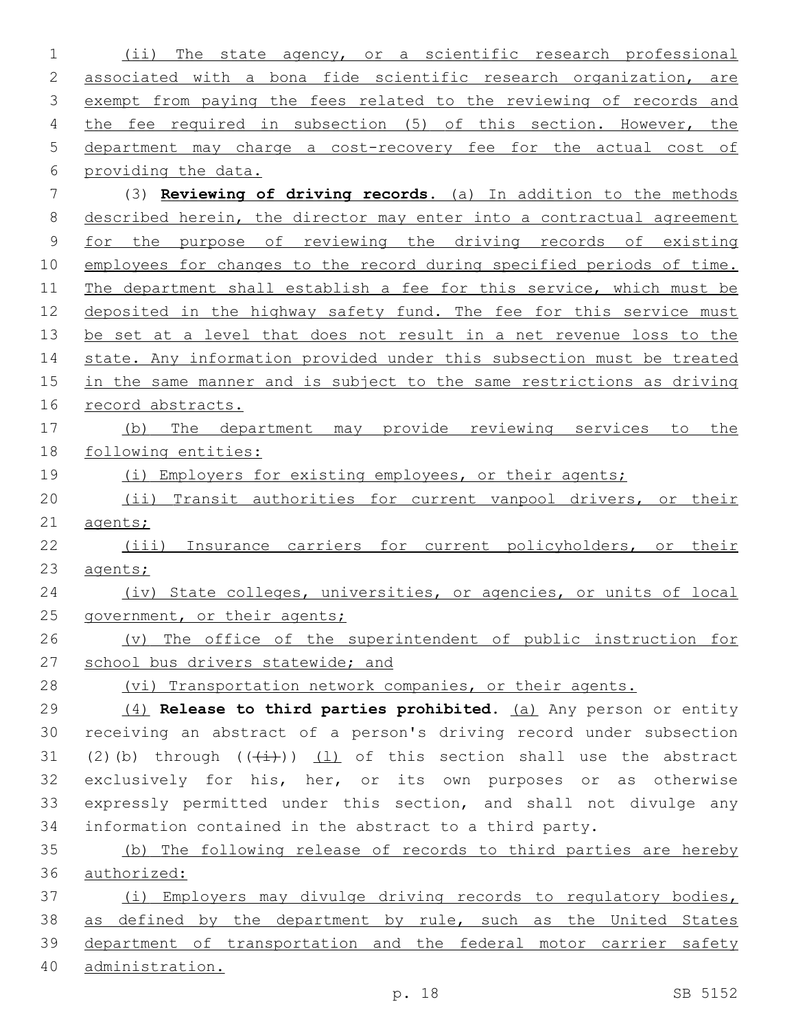(ii) The state agency, or a scientific research professional associated with a bona fide scientific research organization, are exempt from paying the fees related to the reviewing of records and the fee required in subsection (5) of this section. However, the department may charge a cost-recovery fee for the actual cost of providing the data.

(3) **Reviewing of driving records.** (a) In addition to the methods described herein, the director may enter into a contractual agreement for the purpose of reviewing the driving records of existing employees for changes to the record during specified periods of time. The department shall establish a fee for this service, which must be deposited in the highway safety fund. The fee for this service must be set at a level that does not result in a net revenue loss to the state. Any information provided under this subsection must be treated in the same manner and is subject to the same restrictions as driving record abstracts.

(b) The department may provide reviewing services to the following entities:

(i) Employers for existing employees, or their agents;

(ii) Transit authorities for current vanpool drivers, or their agents;

(iii) Insurance carriers for current policyholders, or their agents;

(iv) State colleges, universities, or agencies, or units of local government, or their agents;

(v) The office of the superintendent of public instruction for school bus drivers statewide; and

(vi) Transportation network companies, or their agents.

(4) **Release to third parties prohibited.** (a) Any person or entity receiving an abstract of a person's driving record under subsection (2)(b) through ((~~(i)~~)) (l) of this section shall use the abstract exclusively for his, her, or its own purposes or as otherwise expressly permitted under this section, and shall not divulge any information contained in the abstract to a third party.

(b) The following release of records to third parties are hereby authorized:

(i) Employers may divulge driving records to regulatory bodies, as defined by the department by rule, such as the United States department of transportation and the federal motor carrier safety administration.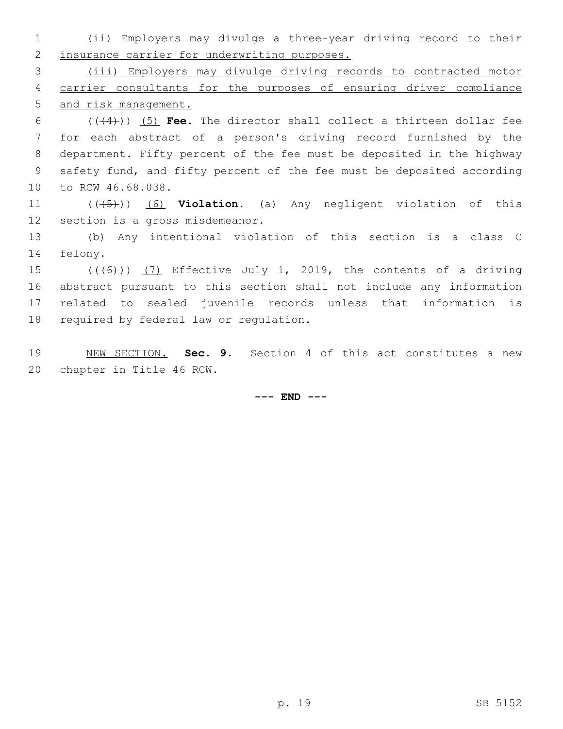(ii) Employers may divulge a three-year driving record to their insurance carrier for underwriting purposes.

(iii) Employers may divulge driving records to contracted motor carrier consultants for the purposes of ensuring driver compliance and risk management.

(((4))) (5) **Fee.** The director shall collect a thirteen dollar fee for each abstract of a person's driving record furnished by the department. Fifty percent of the fee must be deposited in the highway safety fund, and fifty percent of the fee must be deposited according to RCW 46.68.038.

(((5))) (6) **Violation.** (a) Any negligent violation of this section is a gross misdemeanor.

(b) Any intentional violation of this section is a class C felony.

(((6))) (7) Effective July 1, 2019, the contents of a driving abstract pursuant to this section shall not include any information related to sealed juvenile records unless that information is required by federal law or regulation.

NEW SECTION. **Sec. 9.** Section 4 of this act constitutes a new chapter in Title 46 RCW.

**--- END ---**